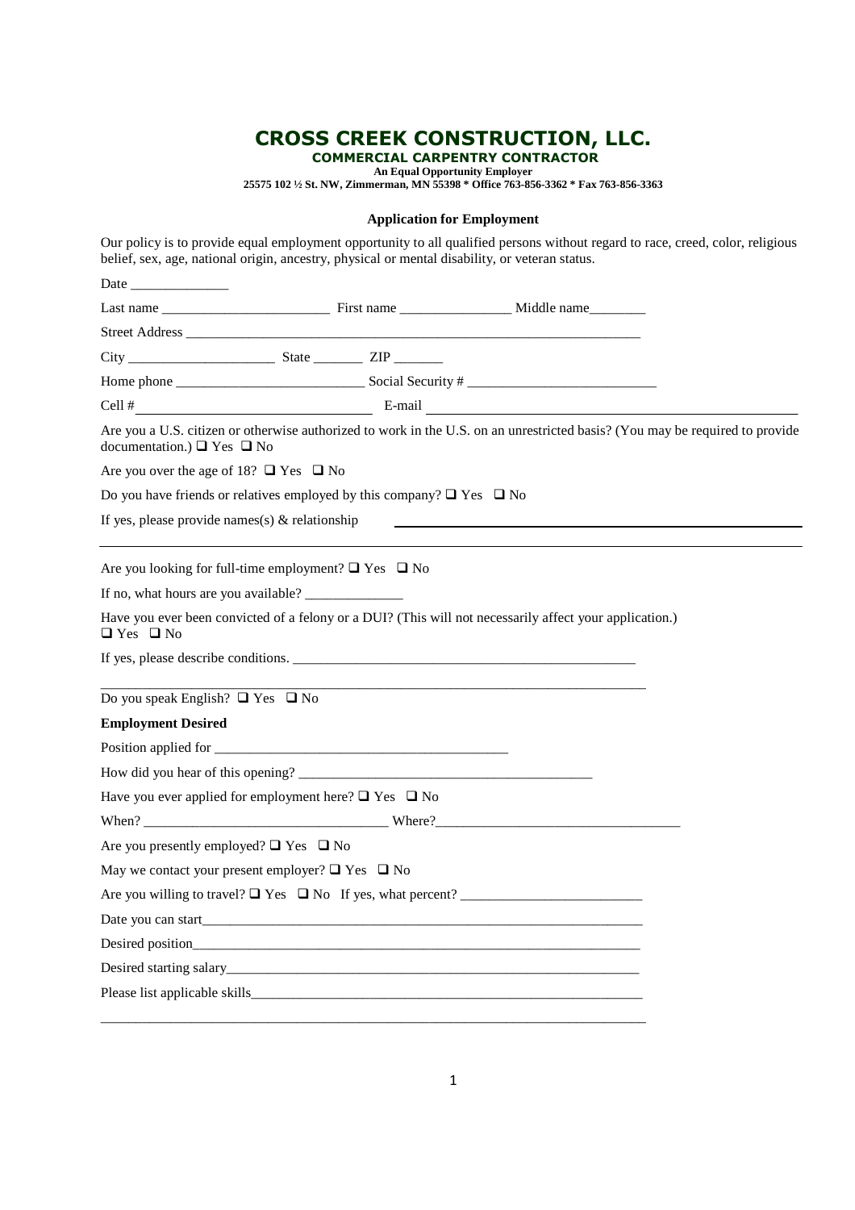# CROSS CREEK CONSTRUCTION, LLC.

**COMMERCIAL CARPENTRY CONTRACTOR**

**An Equal Opportunity Employer**

**25575 102 ½ St. NW, Zimmerman, MN 55398 * Office 763-856-3362 * Fax 763-856-3363**

### Application for Employment

Our policy is to provide equal employment opportunity to all qualified persons without regard to race, creed, color, religious belief, sex, age, national origin, ancestry, physical or mental disability, or veteran status.

Date ______________

Last name ________________________ First name ________________ Middle name________

Street Address ____________________________________________________________________

City _____________________ State _______ ZIP _______

Home phone ___________________________ Social Security # ___________________________

Cell # ______________________________ E-mail ______________________________________________

Are you a U.S. citizen or otherwise authorized to work in the U.S. on an unrestricted basis? (You may be required to provide documentation.) ❑ Yes ❑ No

Are you over the age of 18? ❑ Yes ❑ No

Do you have friends or relatives employed by this company? ❑ Yes ❑ No

If yes, please provide names(s) & relationship ______________________________________________

_____________________________________________________________________________________

Are you looking for full-time employment? ❑ Yes ❑ No

If no, what hours are you available? ______________

Have you ever been convicted of a felony or a DUI? (This will not necessarily affect your application.) ❑ Yes ❑ No

If yes, please describe conditions. ___________________________________________________

_____________________________________________________________________________________

Do you speak English? ❑ Yes ❑ No

**Employment Desired**

Position applied for ___________________________________________

How did you hear of this opening? ___________________________________________

Have you ever applied for employment here? ❑ Yes ❑ No

When? __________________________________ Where?___________________________________

Are you presently employed? ❑ Yes ❑ No

May we contact your present employer? ❑ Yes ❑ No

Are you willing to travel? ❑ Yes ❑ No If yes, what percent? __________________________

Date you can start___________________________________________________________________

Desired position____________________________________________________________________

Desired starting salary_______________________________________________________________

Please list applicable skills___________________________________________________________

_____________________________________________________________________________________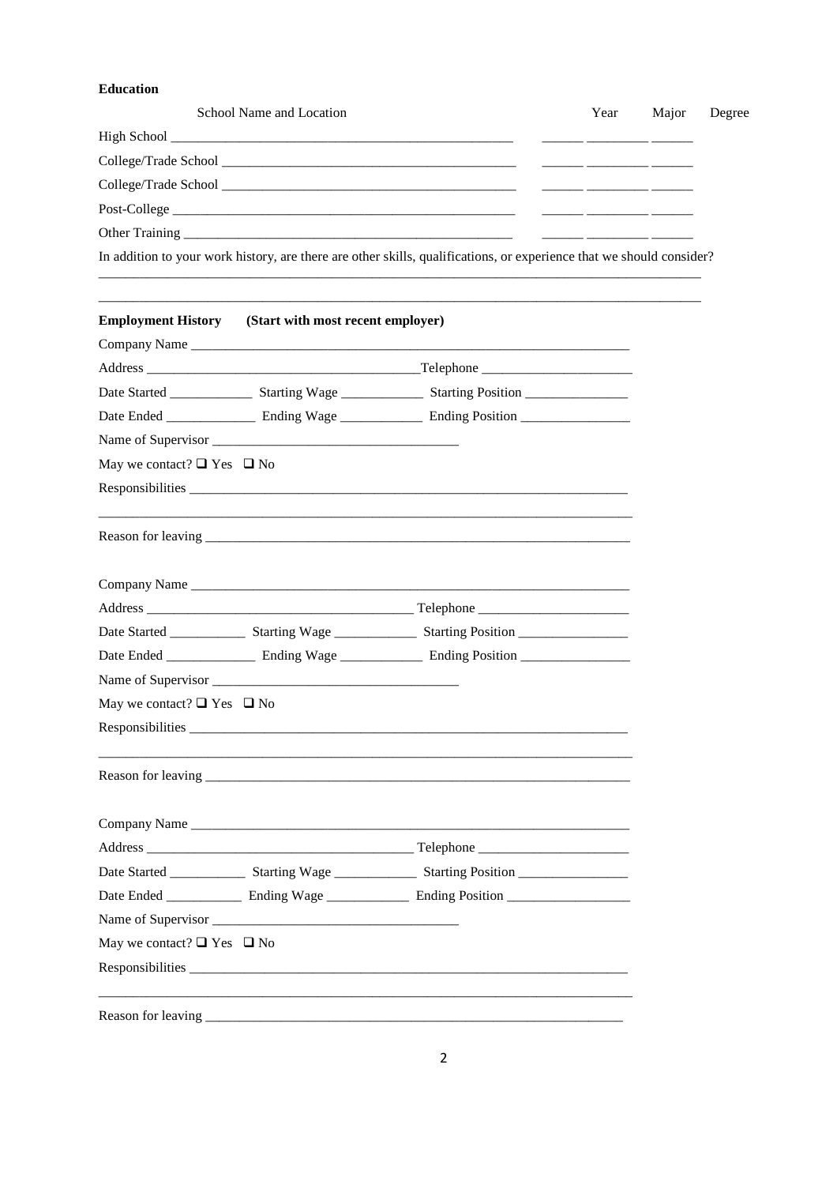**Education**

| | School Name and Location | Year | Major | Degree |
|---|---|---|---|---|
| High School | ______________________________________________ | ______ | _________ | ______ |
| College/Trade School | ________________________________________ | ______ | _________ | ______ |
| College/Trade School | ________________________________________ | ______ | _________ | ______ |
| Post-College | ______________________________________________ | ______ | _________ | ______ |
| Other Training | ____________________________________________ | ______ | _________ | ______ |

In addition to your work history, are there are other skills, qualifications, or experience that we should consider?
_____________________________________________________________________________________

_____________________________________________________________________________________

**Employment History** **(Start with most recent employer)**

Company Name ______________________________________________________________

Address ___________________________________Telephone ____________________

Date Started ___________ Starting Wage ___________ Starting Position ______________

Date Ended ____________ Ending Wage ___________ Ending Position _______________

Name of Supervisor _________________________________

May we contact? ❑ Yes ❑ No

Responsibilities ___________________________________________________________

_____________________________________________________________________________

Reason for leaving _________________________________________________________

Company Name ______________________________________________________________

Address ___________________________________ Telephone ____________________

Date Started __________ Starting Wage ___________ Starting Position _______________

Date Ended ____________ Ending Wage ___________ Ending Position _______________

Name of Supervisor _________________________________

May we contact? ❑ Yes ❑ No

Responsibilities ___________________________________________________________

_____________________________________________________________________________

Reason for leaving _________________________________________________________

Company Name ______________________________________________________________

Address ___________________________________ Telephone ____________________

Date Started __________ Starting Wage ___________ Starting Position _______________

Date Ended __________ Ending Wage ___________ Ending Position _________________

Name of Supervisor _________________________________

May we contact? ❑ Yes ❑ No

Responsibilities ___________________________________________________________

_____________________________________________________________________________

Reason for leaving ________________________________________________________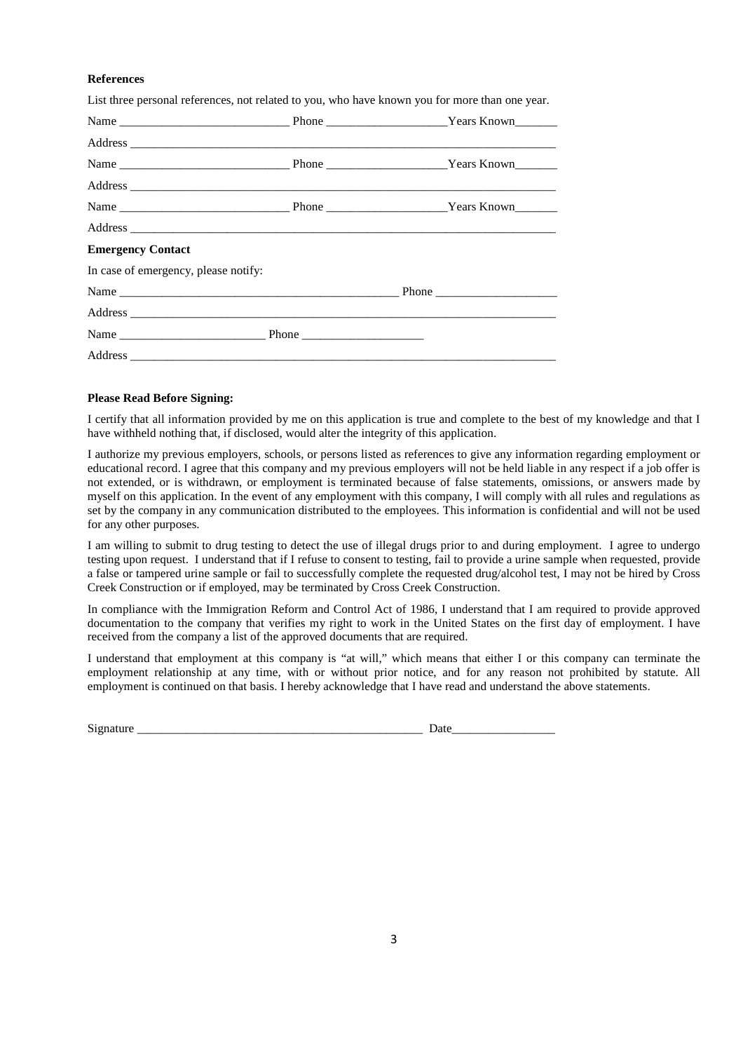**References**

List three personal references, not related to you, who have known you for more than one year.

Name ____________________________ Phone ___________________Years Known_______

Address ______________________________________________________________________

Name ____________________________ Phone ___________________Years Known_______

Address ______________________________________________________________________

Name ____________________________ Phone ___________________Years Known_______

Address ______________________________________________________________________

**Emergency Contact**

In case of emergency, please notify:

Name _______________________________________________ Phone ____________________

Address ______________________________________________________________________

Name ________________________ Phone ____________________

Address ______________________________________________________________________

**Please Read Before Signing:**

I certify that all information provided by me on this application is true and complete to the best of my knowledge and that I have withheld nothing that, if disclosed, would alter the integrity of this application.

I authorize my previous employers, schools, or persons listed as references to give any information regarding employment or educational record. I agree that this company and my previous employers will not be held liable in any respect if a job offer is not extended, or is withdrawn, or employment is terminated because of false statements, omissions, or answers made by myself on this application. In the event of any employment with this company, I will comply with all rules and regulations as set by the company in any communication distributed to the employees. This information is confidential and will not be used for any other purposes.

I am willing to submit to drug testing to detect the use of illegal drugs prior to and during employment. I agree to undergo testing upon request. I understand that if I refuse to consent to testing, fail to provide a urine sample when requested, provide a false or tampered urine sample or fail to successfully complete the requested drug/alcohol test, I may not be hired by Cross Creek Construction or if employed, may be terminated by Cross Creek Construction.

In compliance with the Immigration Reform and Control Act of 1986, I understand that I am required to provide approved documentation to the company that verifies my right to work in the United States on the first day of employment. I have received from the company a list of the approved documents that are required.

I understand that employment at this company is "at will," which means that either I or this company can terminate the employment relationship at any time, with or without prior notice, and for any reason not prohibited by statute. All employment is continued on that basis. I hereby acknowledge that I have read and understand the above statements.

Signature ________________________________________________ Date_________________